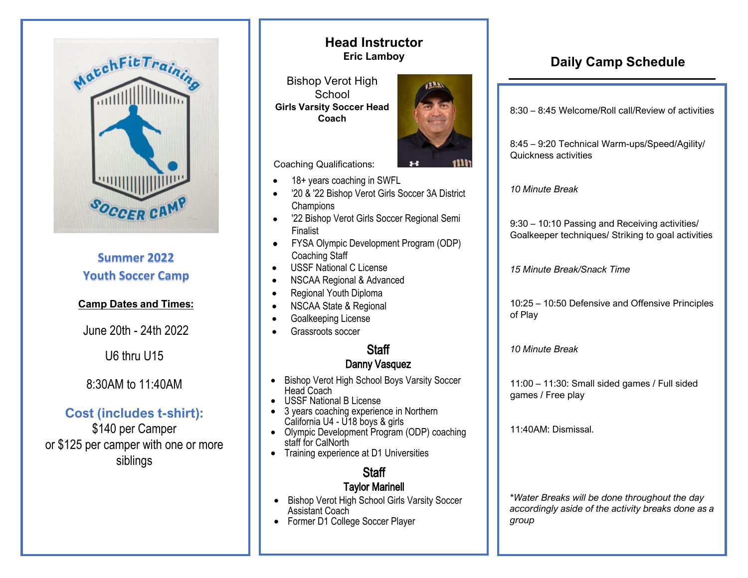MatchFitTraining Soccer Camp

## Summer 2022
## Youth Soccer Camp

**Camp Dates and Times:**

June 20th - 24th 2022

U6 thru U15

8:30AM to 11:40AM

### Cost (includes t-shirt):

$140 per Camper
or $125 per camper with one or more siblings

## Head Instructor

**Eric Lamboy**

Bishop Verot High School
**Girls Varsity Soccer Head Coach**

Coaching Qualifications:

- 18+ years coaching in SWFL
- '20 & '22 Bishop Verot Girls Soccer 3A District Champions
- '22 Bishop Verot Girls Soccer Regional Semi Finalist
- FYSA Olympic Development Program (ODP) Coaching Staff
- USSF National C License
- NSCAA Regional & Advanced
- Regional Youth Diploma
- NSCAA State & Regional
- Goalkeeping License
- Grassroots soccer

## Staff

**Danny Vasquez**

- Bishop Verot High School Boys Varsity Soccer Head Coach
- USSF National B License
- 3 years coaching experience in Northern California U4 - U18 boys & girls
- Olympic Development Program (ODP) coaching staff for CalNorth
- Training experience at D1 Universities

## Staff

**Taylor Marinell**

- Bishop Verot High School Girls Varsity Soccer Assistant Coach
- Former D1 College Soccer Player

## Daily Camp Schedule

8:30 – 8:45 Welcome/Roll call/Review of activities

8:45 – 9:20 Technical Warm-ups/Speed/Agility/ Quickness activities

*10 Minute Break*

9:30 – 10:10 Passing and Receiving activities/ Goalkeeper techniques/ Striking to goal activities

*15 Minute Break/Snack Time*

10:25 – 10:50 Defensive and Offensive Principles of Play

*10 Minute Break*

11:00 – 11:30: Small sided games / Full sided games / Free play

11:40AM: Dismissal.

*\*Water Breaks will be done throughout the day accordingly aside of the activity breaks done as a group*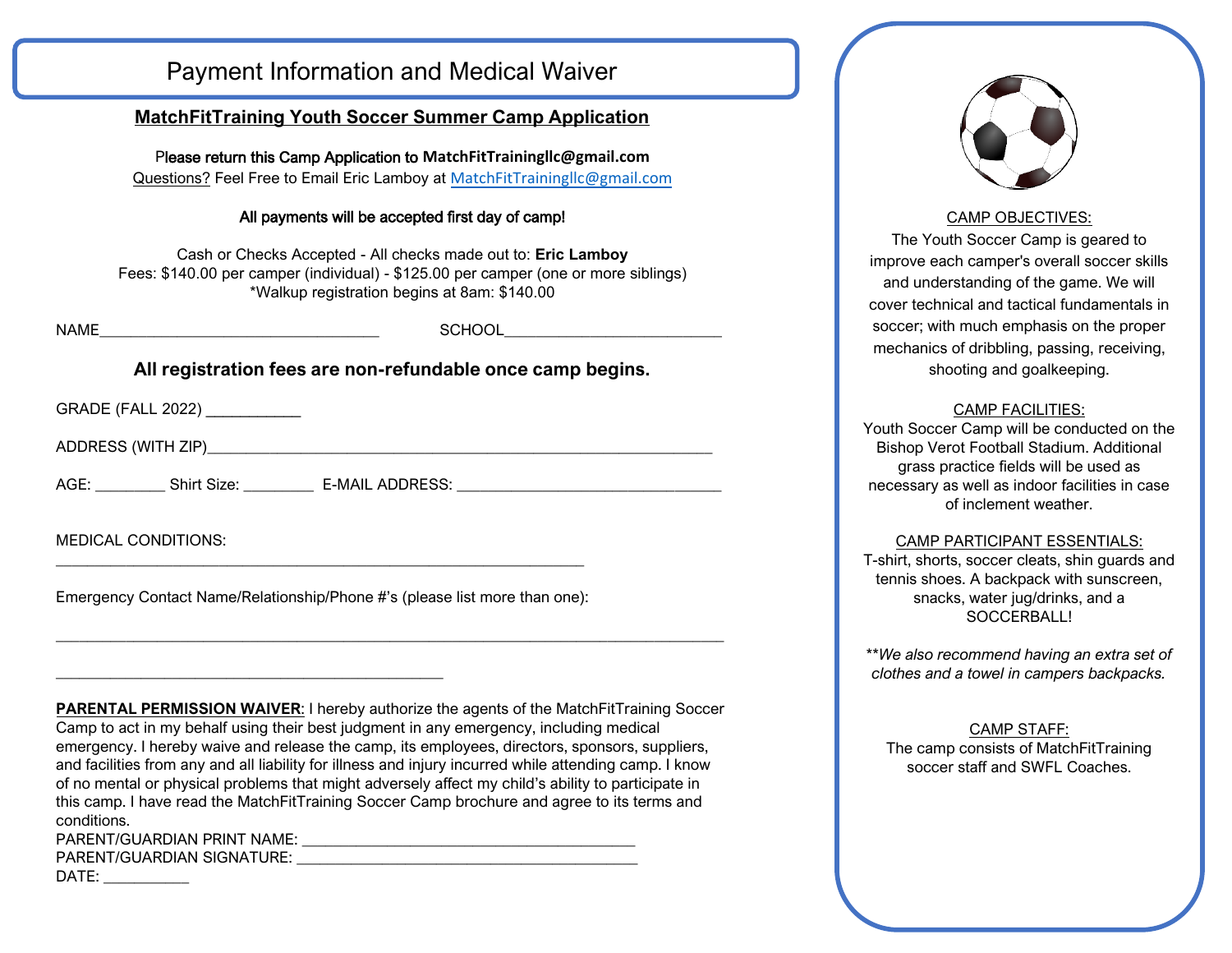# Payment Information and Medical Waiver

**MatchFitTraining Youth Soccer Summer Camp Application**

Please return this Camp Application to **MatchFitTrainingllc@gmail.com**

Questions? Feel Free to Email Eric Lamboy at MatchFitTrainingllc@gmail.com

**All payments will be accepted first day of camp!**

Cash or Checks Accepted - All checks made out to: **Eric Lamboy**

Fees: $140.00 per camper (individual) - $125.00 per camper (one or more siblings)

*Walkup registration begins at 8am: $140.00

NAME_________________________________ SCHOOL__________________________

**All registration fees are non-refundable once camp begins.**

GRADE (FALL 2022) ___________

ADDRESS (WITH ZIP)______________________________________________________________

AGE: ________ Shirt Size: ________ E-MAIL ADDRESS: _______________________________

MEDICAL CONDITIONS:

________________________________________________________________

Emergency Contact Name/Relationship/Phone #'s (please list more than one):

_________________________________________________________________________________

_______________________________________________

**PARENTAL PERMISSION WAIVER**: I hereby authorize the agents of the MatchFitTraining Soccer Camp to act in my behalf using their best judgment in any emergency, including medical emergency. I hereby waive and release the camp, its employees, directors, sponsors, suppliers, and facilities from any and all liability for illness and injury incurred while attending camp. I know of no mental or physical problems that might adversely affect my child's participation in this camp. I have read the MatchFitTraining Soccer Camp brochure and agree to its terms and conditions.

PARENT/GUARDIAN PRINT NAME: ________________________________________

PARENT/GUARDIAN SIGNATURE: _________________________________________

DATE: __________

CAMP OBJECTIVES:

The Youth Soccer Camp is geared to improve each camper's overall soccer skills and understanding of the game. We will cover technical and tactical fundamentals in soccer; with much emphasis on the proper mechanics of dribbling, passing, receiving, shooting and goalkeeping.

CAMP FACILITIES:

Youth Soccer Camp will be conducted on the Bishop Verot Football Stadium. Additional grass practice fields will be used as necessary as well as indoor facilities in case of inclement weather.

CAMP PARTICIPANT ESSENTIALS:

T-shirt, shorts, soccer cleats, shin guards and tennis shoes. A backpack with sunscreen, snacks, water jug/drinks, and a SOCCERBALL!

*\*\*We also recommend having an extra set of clothes and a towel in campers backpacks.*

CAMP STAFF:

The camp consists of MatchFitTraining soccer staff and SWFL Coaches.